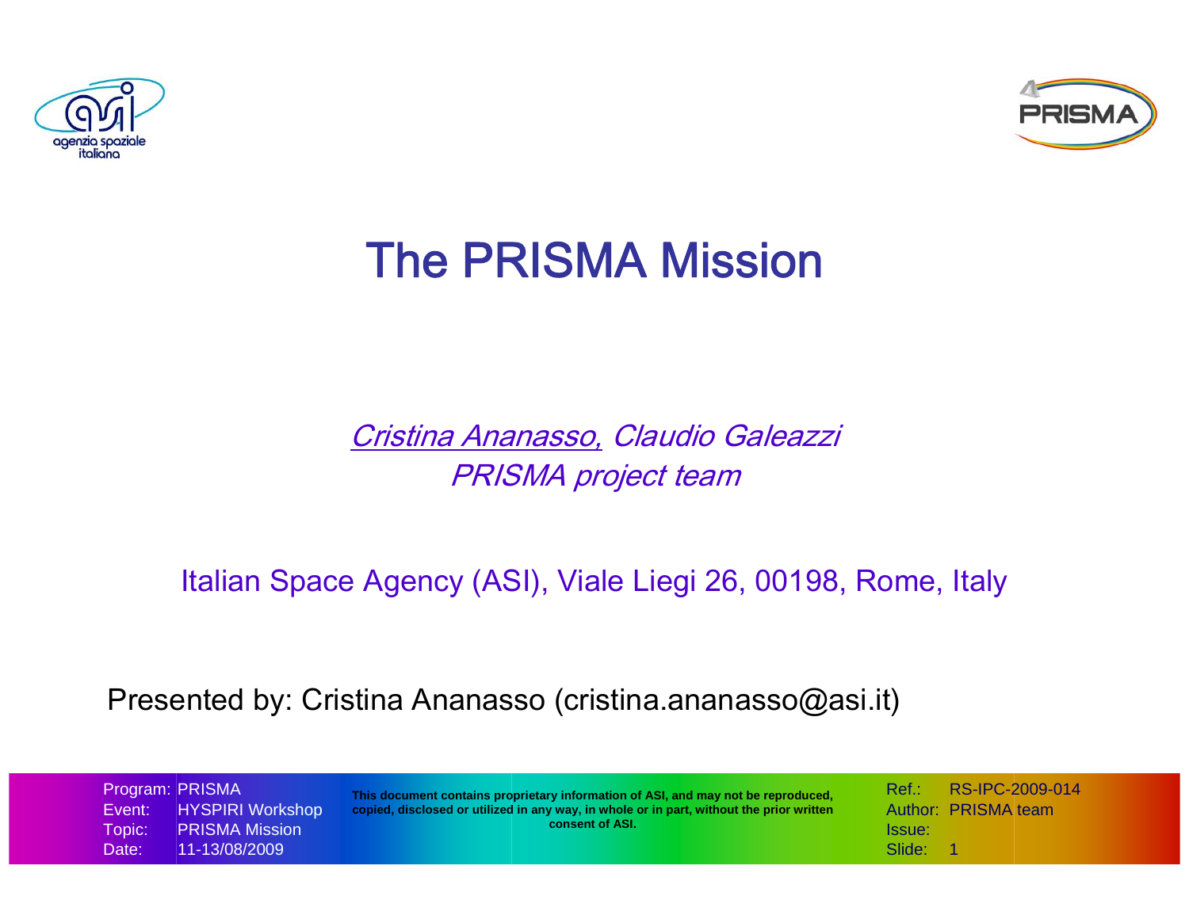# The PRISMA Mission

*Cristina Ananasso, Claudio Galeazzi*
*PRISMA project team*

Italian Space Agency (ASI), Viale Liegi 26, 00198, Rome, Italy

Presented by: Cristina Ananasso (cristina.ananasso@asi.it)

Program: PRISMA
Event: HYSPIRI Workshop
Topic: PRISMA Mission
Date: 11-13/08/2009

**This document contains proprietary information of ASI, and may not be reproduced, copied, disclosed or utilized in any way, in whole or in part, without the prior written consent of ASI.**

Ref.: RS-IPC-2009-014
Author: PRISMA team
Issue: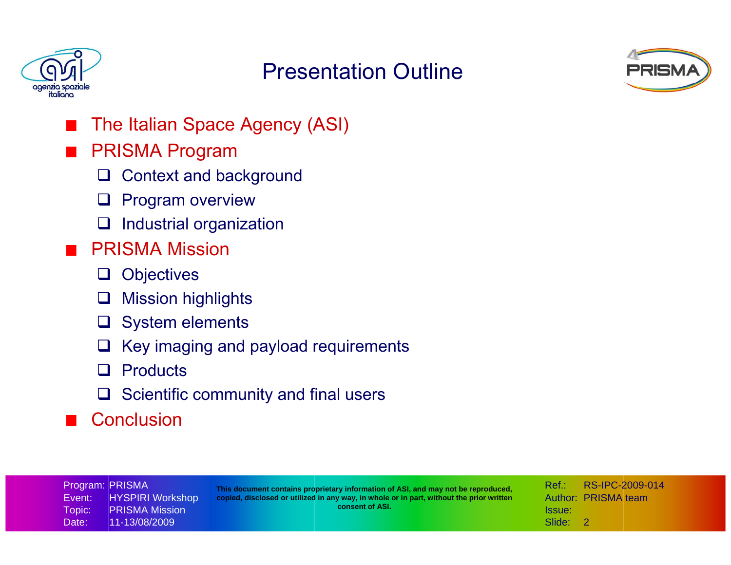# Presentation Outline

- The Italian Space Agency (ASI)
- PRISMA Program
  - Context and background
  - Program overview
  - Industrial organization
- PRISMA Mission
  - Objectives
  - Mission highlights
  - System elements
  - Key imaging and payload requirements
  - Products
  - Scientific community and final users
- Conclusion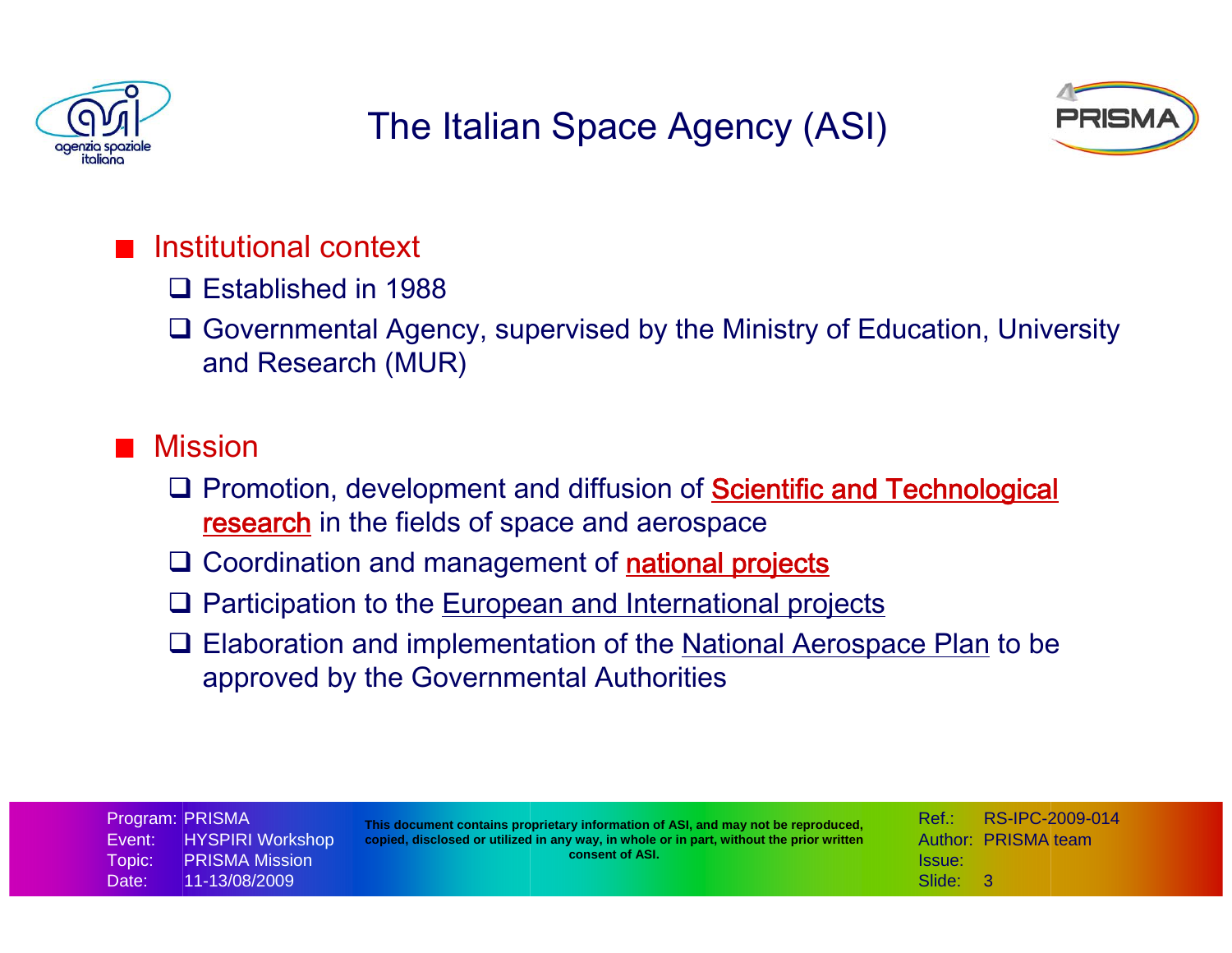# The Italian Space Agency (ASI)

- **Institutional context**
  - Established in 1988
  - Governmental Agency, supervised by the Ministry of Education, University and Research (MUR)

- **Mission**
  - Promotion, development and diffusion of **Scientific and Technological research** in the fields of space and aerospace
  - Coordination and management of **national projects**
  - Participation to the European and International projects
  - Elaboration and implementation of the National Aerospace Plan to be approved by the Governmental Authorities

Program: PRISMA
Event: HYSPIRI Workshop
Topic: PRISMA Mission
Date: 11-13/08/2009

**This document contains proprietary information of ASI, and may not be reproduced, copied, disclosed or utilized in any way, in whole or in part, without the prior written consent of ASI.**

Ref.: RS-IPC-2009-014
Author: PRISMA team
Issue:
Slide: 3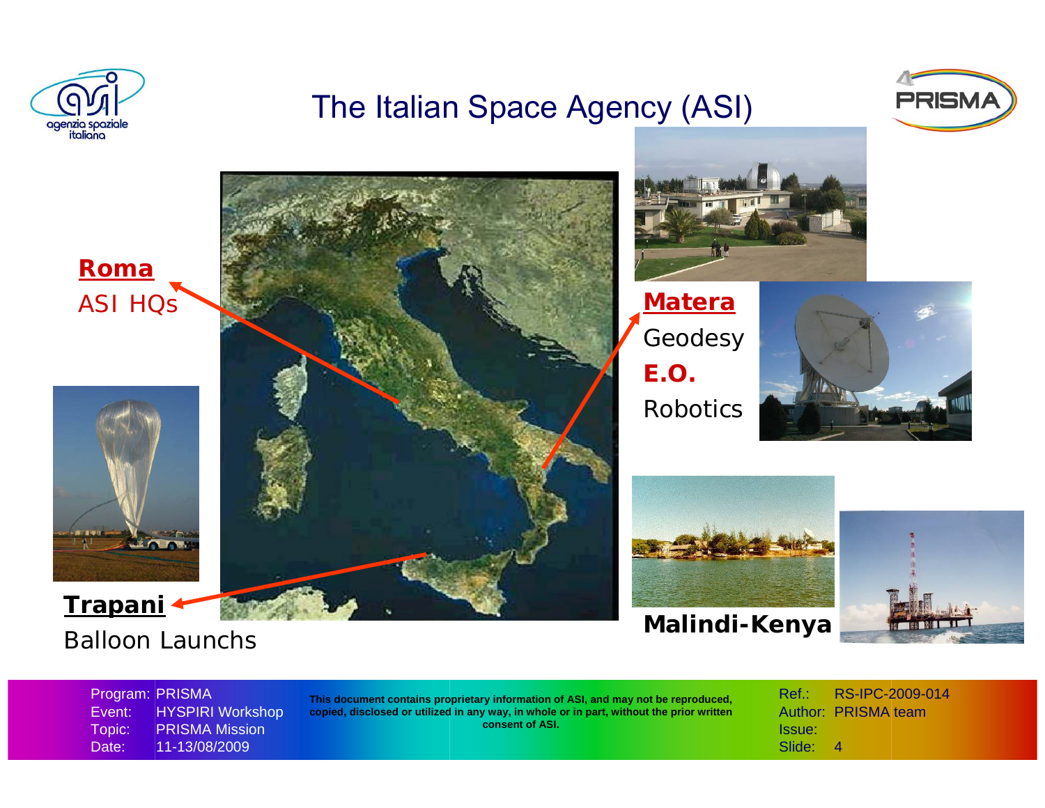# The Italian Space Agency (ASI)

**Roma**
ASI HQs

**Matera**
Geodesy
**E.O.**
Robotics

**Trapani**
Balloon Launchs

**Malindi-Kenya**

This document contains proprietary information of ASI, and may not be reproduced, copied, disclosed or utilized in any way, in whole or in part, without the prior written consent of ASI.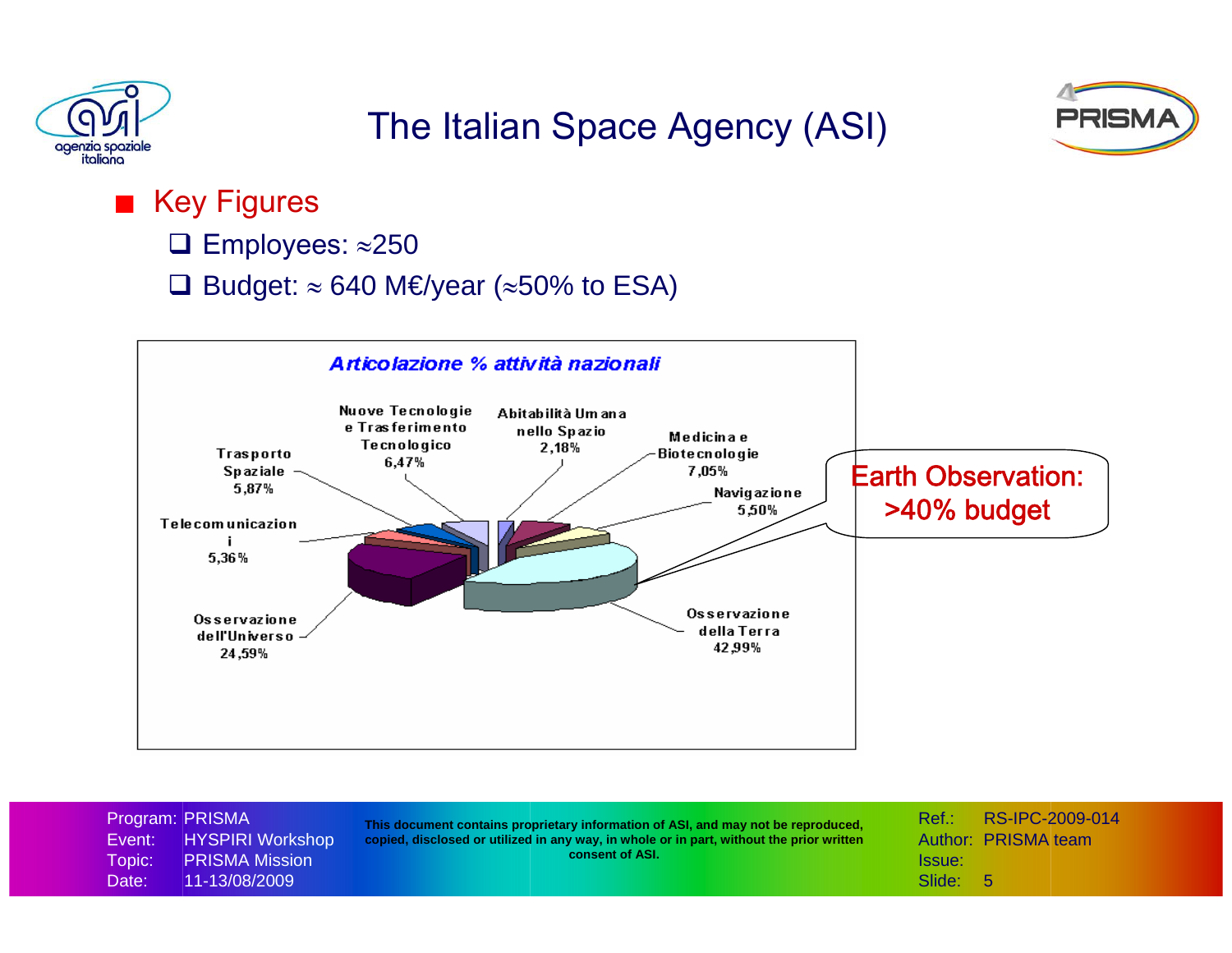# The Italian Space Agency (ASI)

- **Key Figures**
  - Employees: ≈250
  - Budget: ≈ 640 M€/year (≈50% to ESA)

*Articolazione % attività nazionali*

Nuove Tecnologie e Trasferimento Tecnologico 6,47%

Abitabilità Umana nello Spazio 2,18%

Medicina e Biotecnologie 7,05%

Navigazione 5,50%

Osservazione della Terra 42,99%

Osservazione dell'Universo 24,59%

Telecomunicazioni 5,36%

Trasporto Spaziale 5,87%

Earth Observation: >40% budget

Program: PRISMA
Event: HYSPIRI Workshop
Topic: PRISMA Mission
Date: 11-13/08/2009

This document contains proprietary information of ASI, and may not be reproduced, copied, disclosed or utilized in any way, in whole or in part, without the prior written consent of ASI.

Ref.: RS-IPC-2009-014
Author: PRISMA team
Issue:
Slide: 5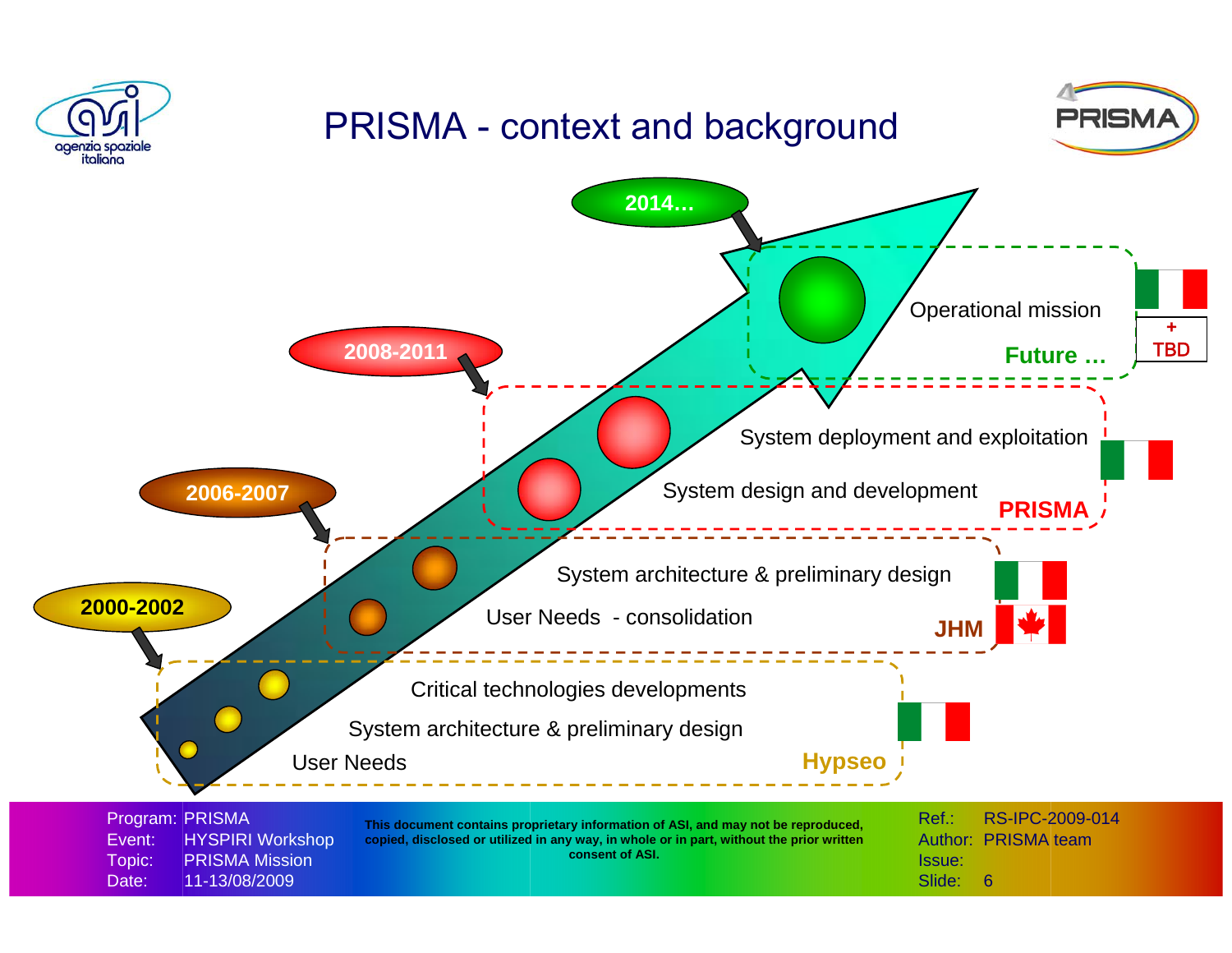# PRISMA - context and background

**2014…**

Operational mission

**Future …**

+ TBD

**2008-2011**

System deployment and exploitation

System design and development

**PRISMA**

**2006-2007**

System architecture & preliminary design

User Needs - consolidation

**JHM**

**2000-2002**

Critical technologies developments

System architecture & preliminary design

User Needs

**Hypseo**

Program: PRISMA
Event: HYSPIRI Workshop
Topic: PRISMA Mission
Date: 11-13/08/2009

**This document contains proprietary information of ASI, and may not be reproduced, copied, disclosed or utilized in any way, in whole or in part, without the prior written consent of ASI.**

Ref.: RS-IPC-2009-014
Author: PRISMA team
Issue:
Slide: 6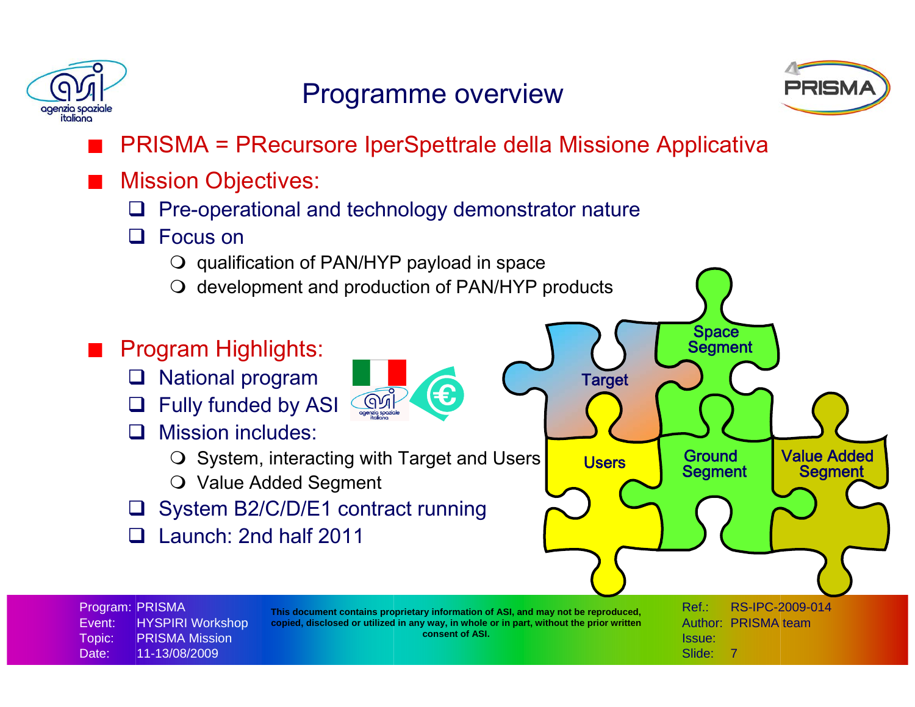# Programme overview

- PRISMA = PRecursore IperSpettrale della Missione Applicativa
- Mission Objectives:
  - Pre-operational and technology demonstrator nature
  - Focus on
    - qualification of PAN/HYP payload in space
    - development and production of PAN/HYP products
- Program Highlights:
  - National program
  - Fully funded by ASI
  - Mission includes:
    - System, interacting with Target and Users
    - Value Added Segment
  - System B2/C/D/E1 contract running
  - Launch: 2nd half 2011

Space Segment

Target

Users

Ground Segment

Value Added Segment

This document contains proprietary information of ASI, and may not be reproduced, copied, disclosed or utilized in any way, in whole or in part, without the prior written consent of ASI.

| | | | |
|---|---|---|---|
| Program: | PRISMA | Ref.: | RS-IPC-2009-014 |
| Event: | HYSPIRI Workshop | Author: | PRISMA team |
| Topic: | PRISMA Mission | Issue: | |
| Date: | 11-13/08/2009 | Slide: | 7 |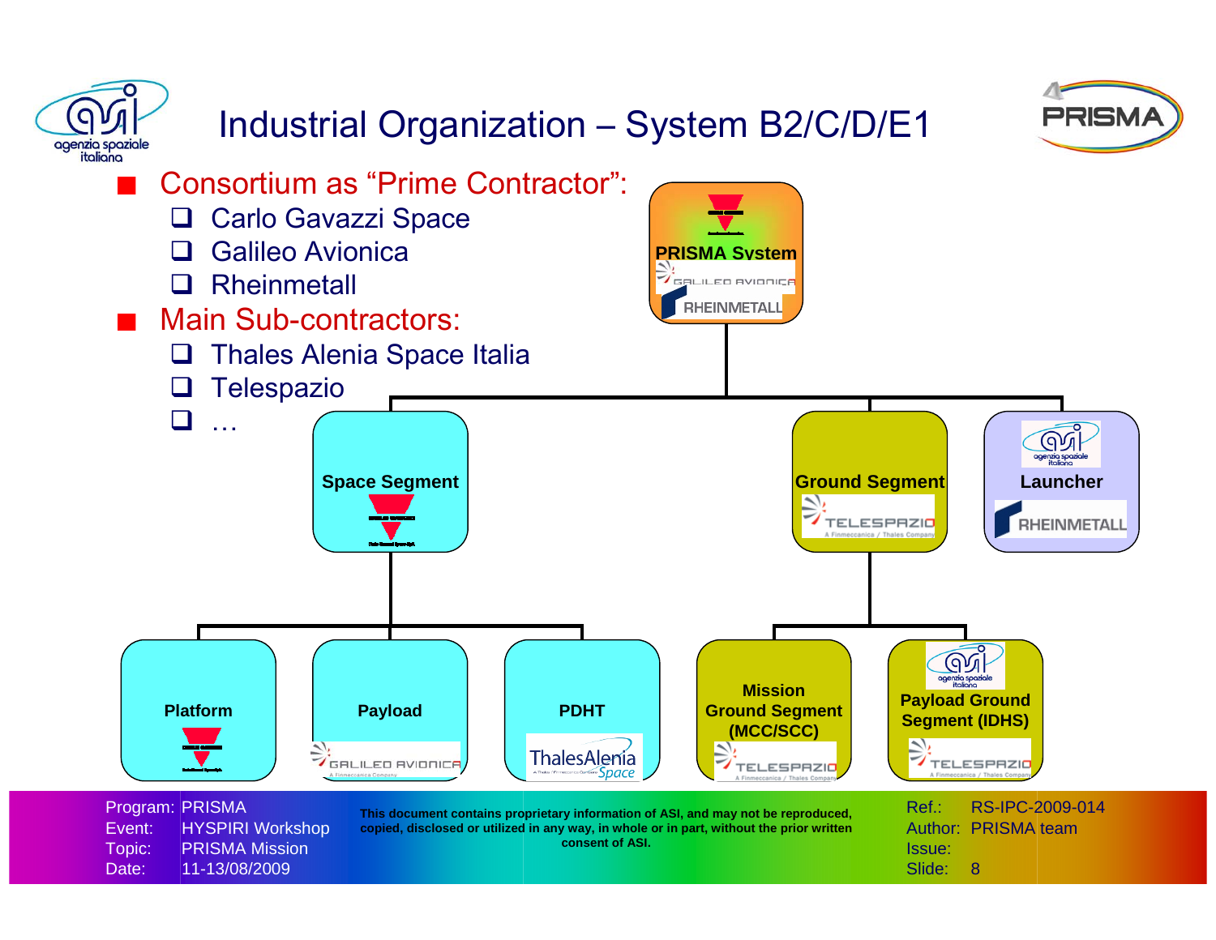# Industrial Organization – System B2/C/D/E1

- Consortium as “Prime Contractor”:
  - Carlo Gavazzi Space
  - Galileo Avionica
  - Rheinmetall
- Main Sub-contractors:
  - Thales Alenia Space Italia
  - Telespazio
  - …

PRISMA System

GALILEO AVIONICA

RHEINMETALL

Space Segment

Ground Segment

TELESPAZIO

Launcher

agenzia spaziale italiana

RHEINMETALL

Platform

Payload

GALILEO AVIONICA

PDHT

ThalesAlenia Space

Mission Ground Segment (MCC/SCC)

TELESPAZIO

Payload Ground Segment (IDHS)

agenzia spaziale italiana

TELESPAZIO

Program: PRISMA
Event: HYSPIRI Workshop
Topic: PRISMA Mission
Date: 11-13/08/2009

This document contains proprietary information of ASI, and may not be reproduced, copied, disclosed or utilized in any way, in whole or in part, without the prior written consent of ASI.

Ref.: RS-IPC-2009-014
Author: PRISMA team
Issue:
Slide: 8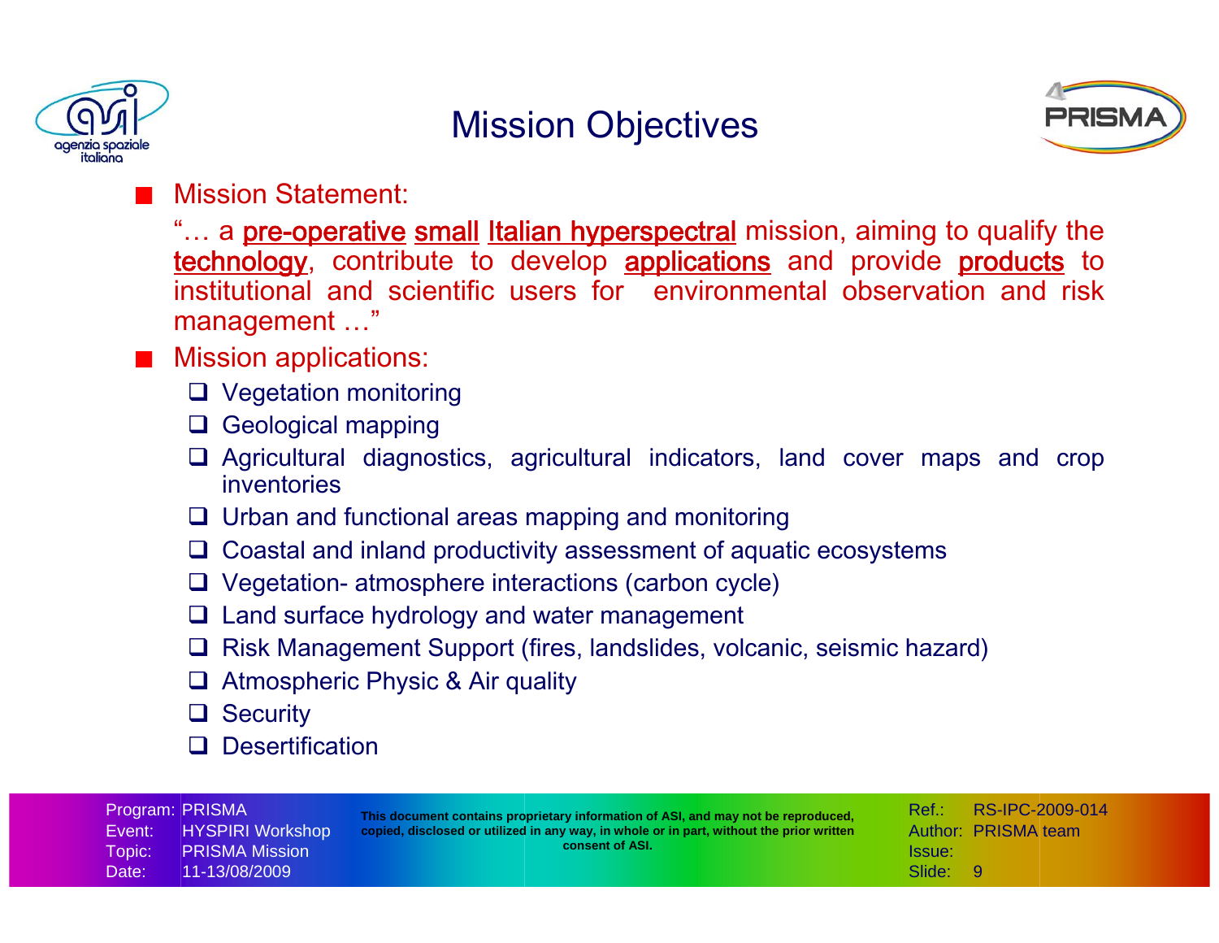# Mission Objectives

- Mission Statement:

  "… a <u>pre-operative</u> <u>small</u> <u>Italian hyperspectral</u> mission, aiming to qualify the <u>technology</u>, contribute to develop <u>applications</u> and provide <u>products</u> to institutional and scientific users for environmental observation and risk management …"

- Mission applications:
  - Vegetation monitoring
  - Geological mapping
  - Agricultural diagnostics, agricultural indicators, land cover maps and crop inventories
  - Urban and functional areas mapping and monitoring
  - Coastal and inland productivity assessment of aquatic ecosystems
  - Vegetation- atmosphere interactions (carbon cycle)
  - Land surface hydrology and water management
  - Risk Management Support (fires, landslides, volcanic, seismic hazard)
  - Atmospheric Physic & Air quality
  - Security
  - Desertification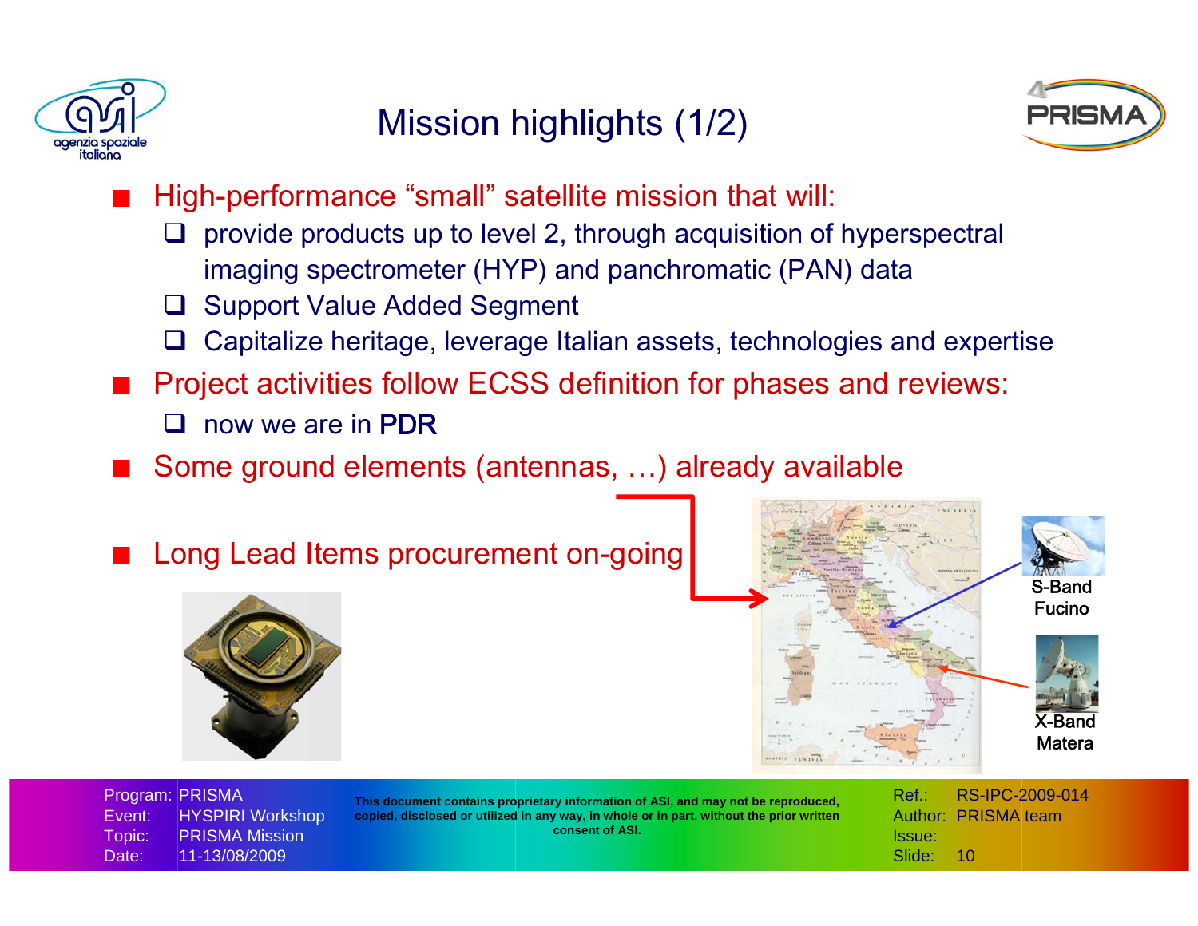# Mission highlights (1/2)

- High-performance "small" satellite mission that will:
  - provide products up to level 2, through acquisition of hyperspectral imaging spectrometer (HYP) and panchromatic (PAN) data
  - Support Value Added Segment
  - Capitalize heritage, leverage Italian assets, technologies and expertise
- Project activities follow ECSS definition for phases and reviews:
  - now we are in **PDR**
- Some ground elements (antennas, …) already available
- Long Lead Items procurement on-going

S-Band Fucino

X-Band Matera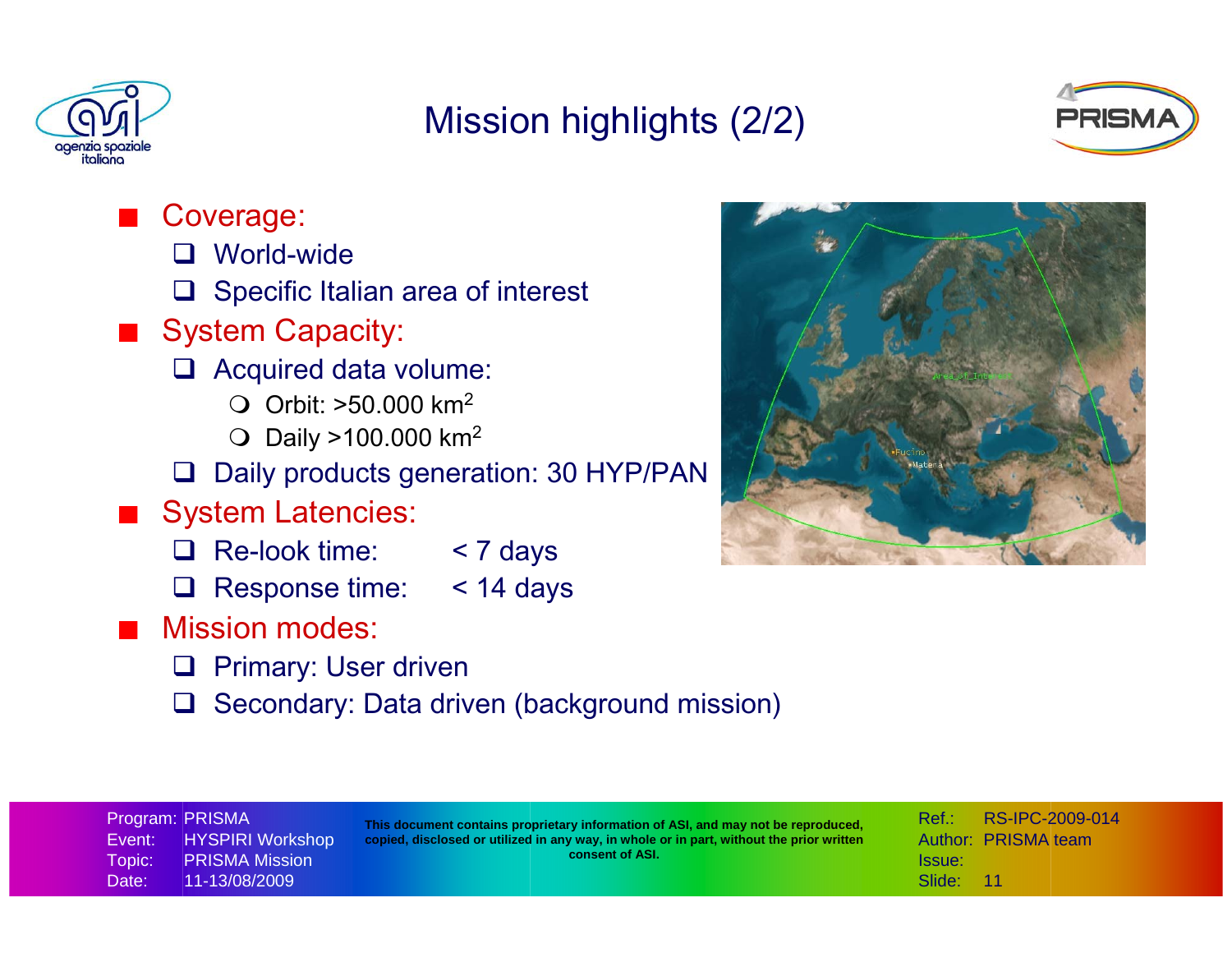# Mission highlights (2/2)

- Coverage:
  - World-wide
  - Specific Italian area of interest
- System Capacity:
  - Acquired data volume:
    - Orbit: >50.000 $km^2$
    - Daily >100.000 $km^2$
  - Daily products generation: 30 HYP/PAN
- System Latencies:
  - Re-look time: < 7 days
  - Response time: < 14 days
- Mission modes:
  - Primary: User driven
  - Secondary: Data driven (background mission)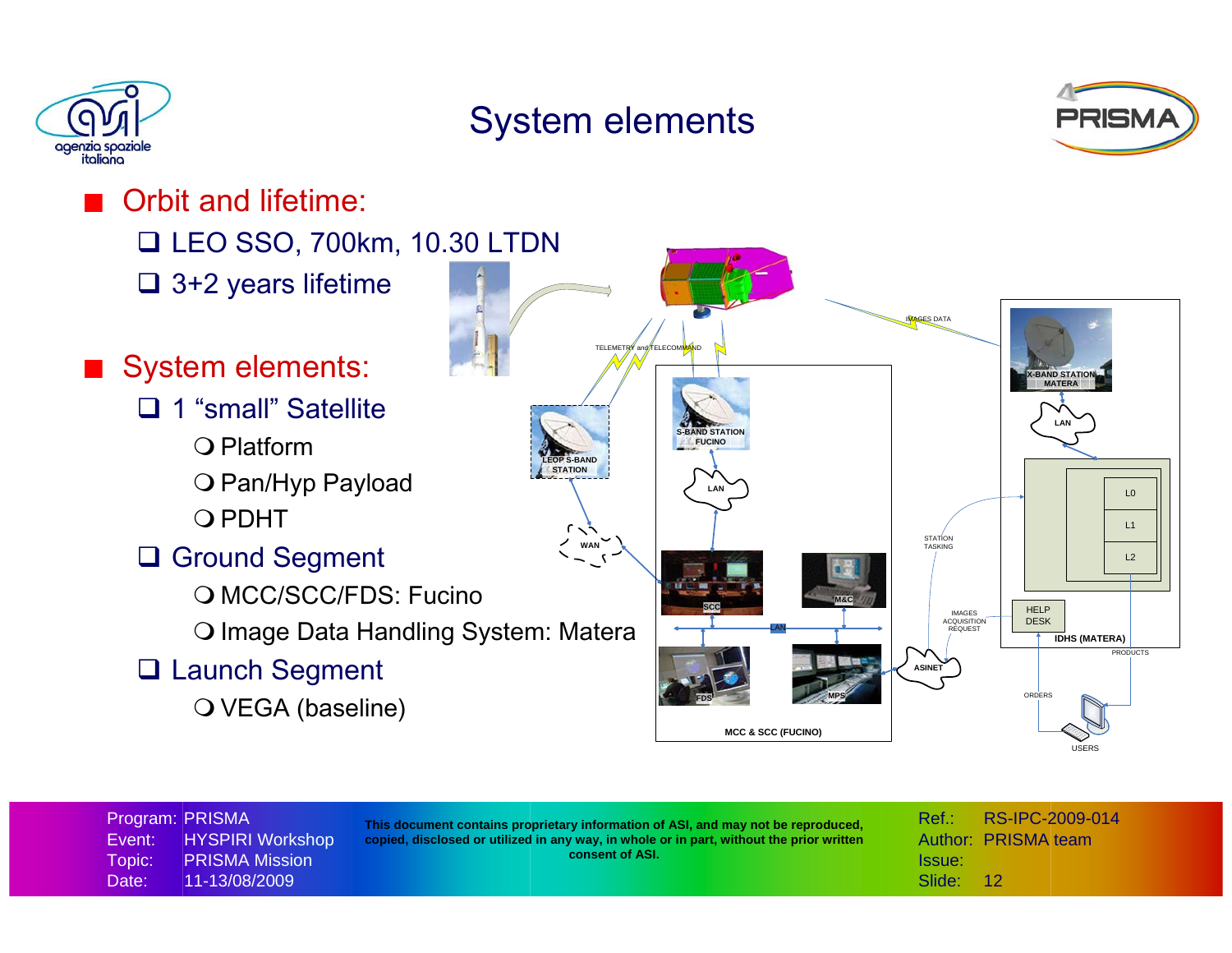# System elements

- Orbit and lifetime:
  - LEO SSO, 700km, 10.30 LTDN
  - 3+2 years lifetime
- System elements:
  - 1 "small" Satellite
    - Platform
    - Pan/Hyp Payload
    - PDHT
  - Ground Segment
    - MCC/SCC/FDS: Fucino
    - Image Data Handling System: Matera
  - Launch Segment
    - VEGA (baseline)

TELEMETRY and TELECOMMAND

IMAGES DATA

LEOP S-BAND STATION

WAN

S-BAND STATION FUCINO

LAN

SCC

M&C

LAN

FDS

MPS

MCC & SCC (FUCINO)

X-BAND STATION MATERA

LAN

L0

L1

L2

STATION TASKING

IMAGES ACQUISITION REQUEST

HELP DESK

IDHS (MATERA)

ASINET

PRODUCTS

ORDERS

USERS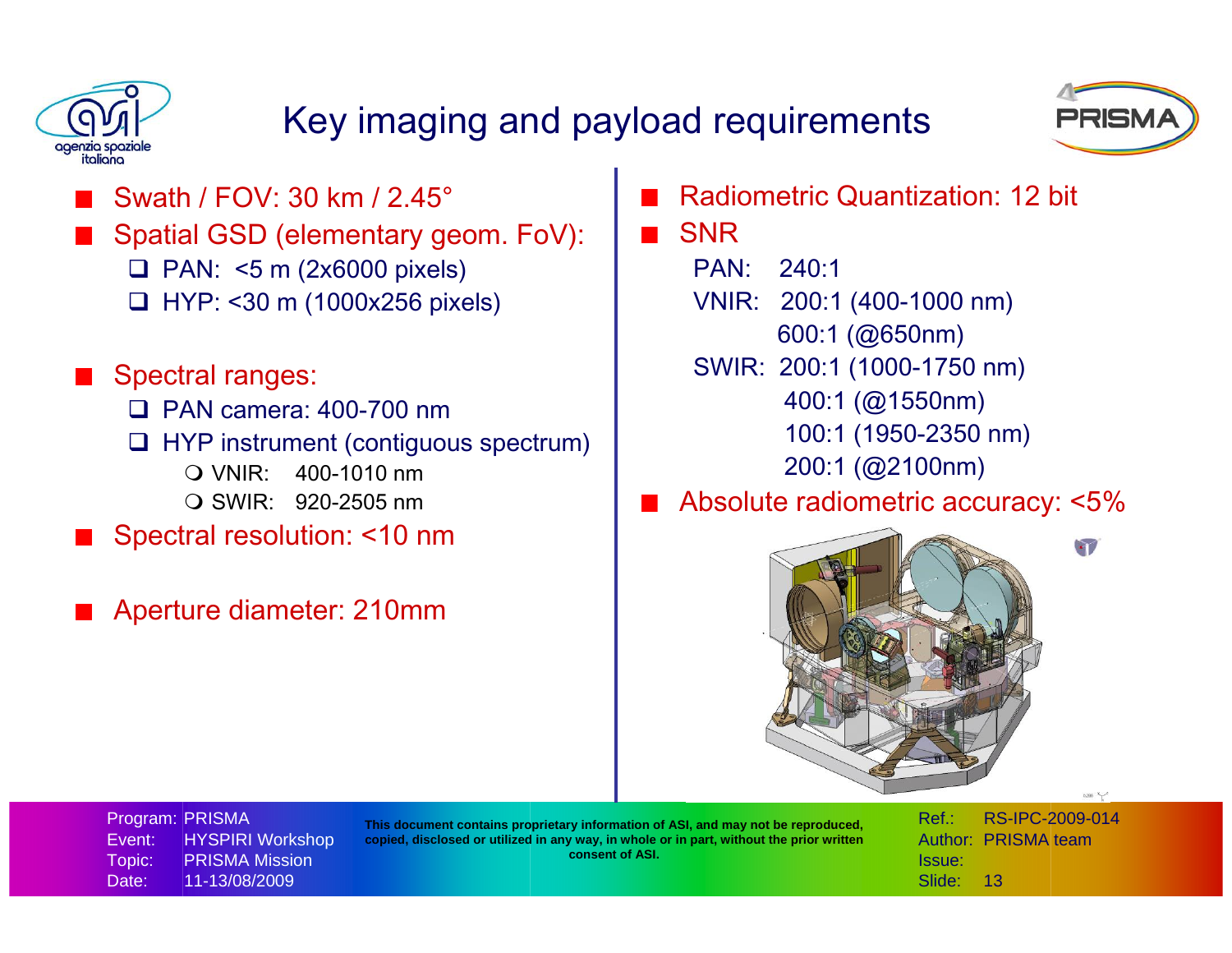# Key imaging and payload requirements

- Swath / FOV: 30 km / 2.45°
- Spatial GSD (elementary geom. FoV):
  - PAN: <5 m (2x6000 pixels)
  - HYP: <30 m (1000x256 pixels)
- Spectral ranges:
  - PAN camera: 400-700 nm
  - HYP instrument (contiguous spectrum)
    - VNIR: 400-1010 nm
    - SWIR: 920-2505 nm
- Spectral resolution: <10 nm
- Aperture diameter: 210mm

- Radiometric Quantization: 12 bit
- SNR
  - PAN: 240:1
  - VNIR: 200:1 (400-1000 nm)
    600:1 (@650nm)
  - SWIR: 200:1 (1000-1750 nm)
    400:1 (@1550nm)
    100:1 (1950-2350 nm)
    200:1 (@2100nm)
- Absolute radiometric accuracy: <5%

Program: PRISMA
Event: HYSPIRI Workshop
Topic: PRISMA Mission
Date: 11-13/08/2009

**This document contains proprietary information of ASI, and may not be reproduced, copied, disclosed or utilized in any way, in whole or in part, without the prior written consent of ASI.**

Ref.: RS-IPC-2009-014
Author: PRISMA team
Issue:
Slide: 13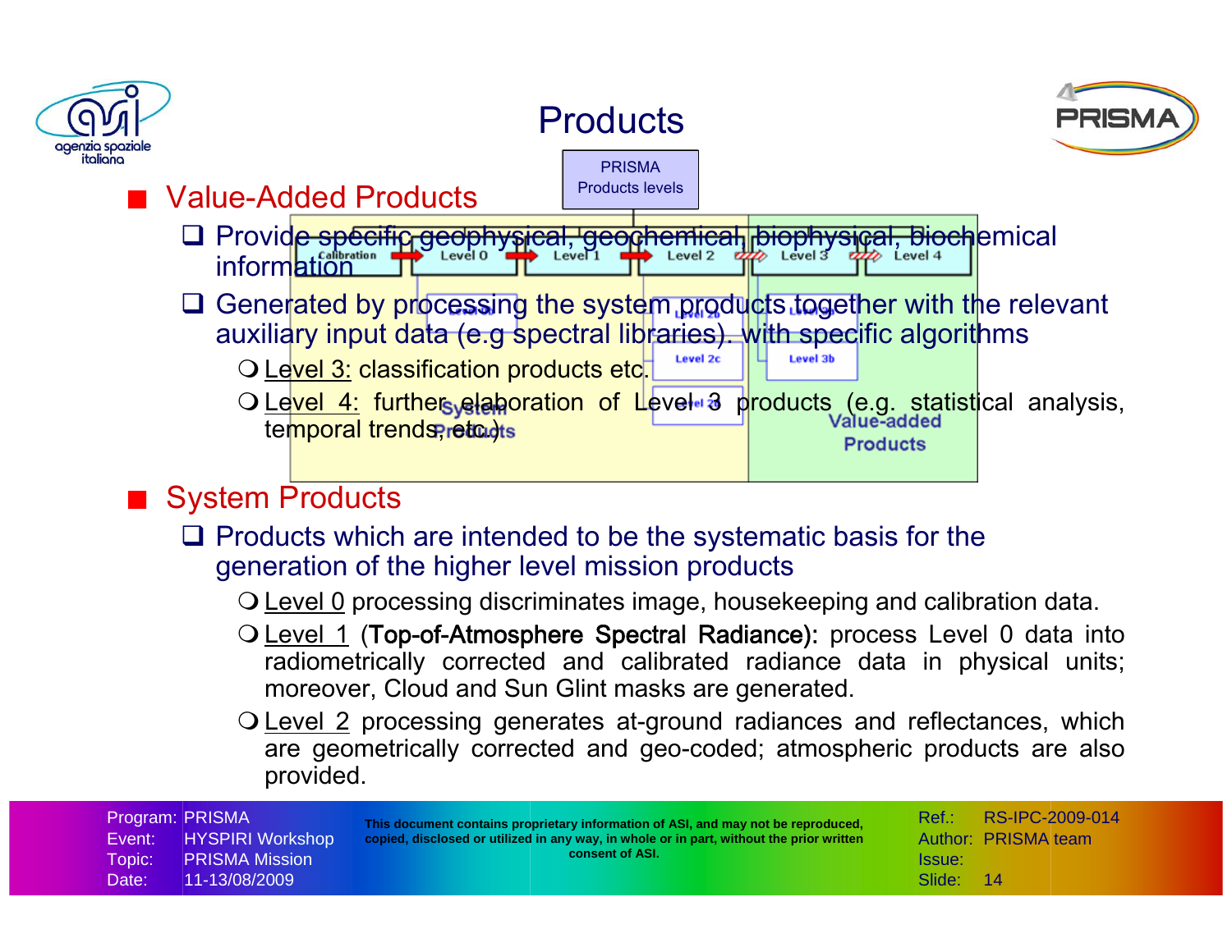# Products

- **Value-Added Products**
  - Provide specific geophysical, geochemical, biophysical, biochemical information
  - Generated by processing the system products together with the relevant auxiliary input data (e.g spectral libraries). with specific algorithms
    - Level 3: classification products etc.
    - Level 4: further elaboration of Level 3 products (e.g. statistical analysis, temporal trends, etc.)

PRISMA Products levels

Calibration → Level 0 → Level 1 → Level 2 → Level 3 → Level 4

Level 2c

Level 3b

System Products

Value-added Products

- **System Products**
  - Products which are intended to be the systematic basis for the generation of the higher level mission products
    - Level 0 processing discriminates image, housekeeping and calibration data.
    - Level 1 (**Top-of-Atmosphere Spectral Radiance**): process Level 0 data into radiometrically corrected and calibrated radiance data in physical units; moreover, Cloud and Sun Glint masks are generated.
    - Level 2 processing generates at-ground radiances and reflectances, which are geometrically corrected and geo-coded; atmospheric products are also provided.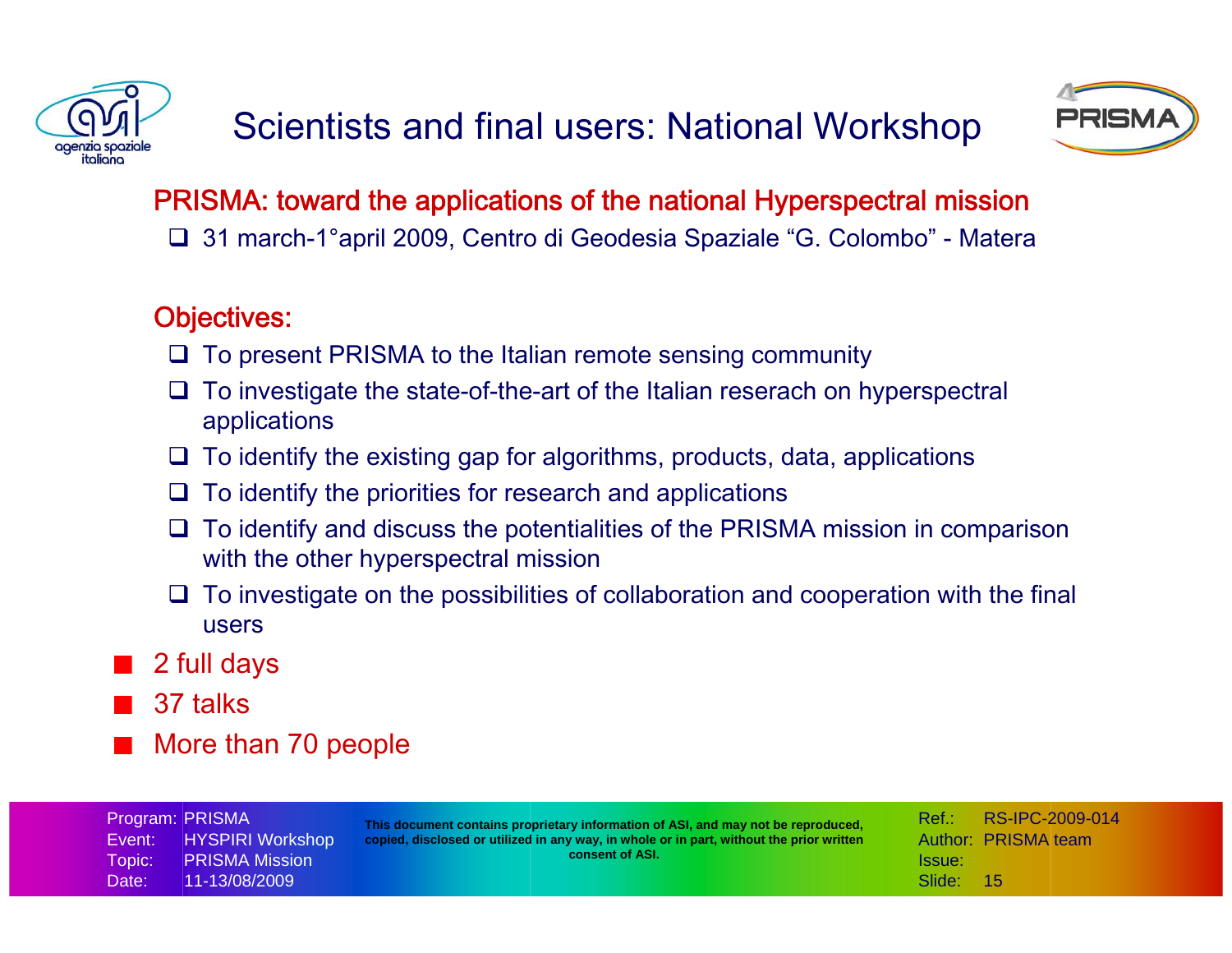# Scientists and final users: National Workshop

## PRISMA: toward the applications of the national Hyperspectral mission

- 31 march-1°april 2009, Centro di Geodesia Spaziale "G. Colombo" - Matera

## Objectives:

- To present PRISMA to the Italian remote sensing community
- To investigate the state-of-the-art of the Italian reserach on hyperspectral applications
- To identify the existing gap for algorithms, products, data, applications
- To identify the priorities for research and applications
- To identify and discuss the potentialities of the PRISMA mission in comparison with the other hyperspectral mission
- To investigate on the possibilities of collaboration and cooperation with the final users

- 2 full days
- 37 talks
- More than 70 people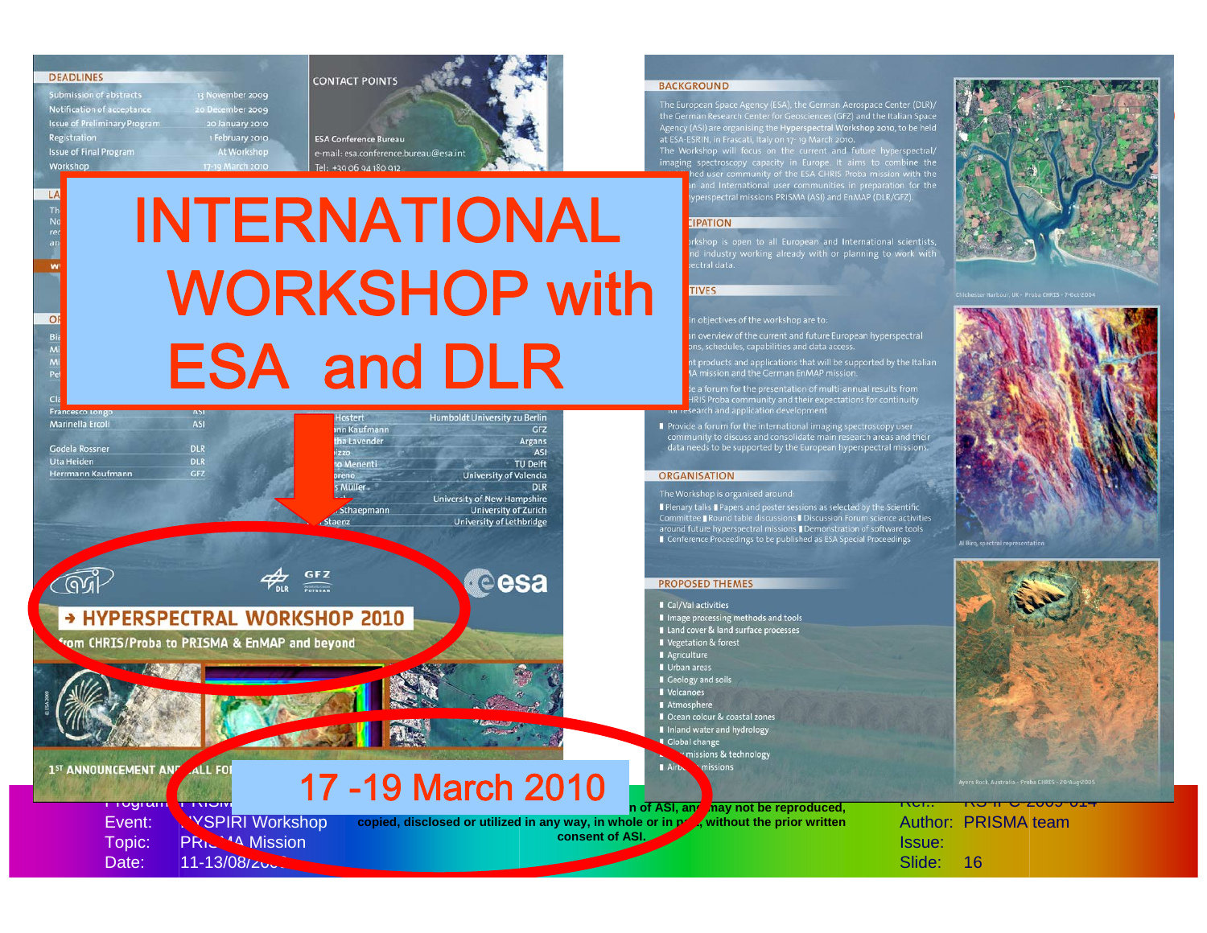# INTERNATIONAL WORKSHOP with ESA and DLR

## DEADLINES

| | |
|---|---|
| Submission of abstracts | 13 November 2009 |
| Notification of acceptance | 20 December 2009 |
| Issue of Preliminary Program | 20 January 2010 |
| Registration | 1 February 2010 |
| Issue of Final Program | At Workshop |
| Workshop | 17-19 March 2010 |

## CONTACT POINTS

ESA Conference Bureau
e-mail: esa.conference.bureau@esa.int
Tel: +39 06 94 180 912

Francesco Longo — ASI
Marinella Ercoli — ASI

Godela Rossner — DLR
Uta Heiden — DLR
Hermann Kaufmann — GFZ

Hostert — Humboldt University zu Berlin
...nn Kaufmann — GFZ
...tha Lavender — Argans
...izzo — ASI
...o Menenti — TU Delft
...oreno — University of Valencia
...s Muller — DLR
... — University of New Hampshire
... Schaepmann — University of Zurich
... Staerz — University of Lethbridge

**→ HYPERSPECTRAL WORKSHOP 2010**

from CHRIS/Proba to PRISMA & EnMAP and beyond

1ST ANNOUNCEMENT AND CALL FO...

**17 -19 March 2010**

## BACKGROUND

The European Space Agency (ESA), the German Aerospace Center (DLR)/ the German Research Center for Geosciences (GFZ) and the Italian Space Agency (ASI) are organising the **Hyperspectral Workshop 2010**, to be held at ESA-ESRIN, in Frascati, Italy on 17-19 March 2010.
The Workshop will focus on the current and future hyperspectral/ imaging spectroscopy capacity in Europe. It aims to combine the ...hed user community of the ESA CHRIS Proba mission with the ...n and International user communities in preparation for the ...yperspectral missions PRISMA (ASI) and EnMAP (DLR/GFZ).

## ...CIPATION

...orkshop is open to all European and International scientists, ...nd industry working already with or planning to work with ...ectral data.

## ...TIVES

...in objectives of the workshop are to:

- ...n overview of the current and future European hyperspectral ...ons, schedules, capabilities and data access.
- ...nt products and applications that will be supported by the Italian ...A mission and the German EnMAP mission.
- ...e a forum for the presentation of multi-annual results from ...HRIS Proba community and their expectations for continuity ...for research and application development
- Provide a forum for the international imaging spectroscopy user community to discuss and consolidate main research areas and their data needs to be supported by the European hyperspectral missions.

## ORGANISATION

The Workshop is organised around:

- Plenary talks
- Papers and poster sessions as selected by the Scientific Committee
- Round table discussions
- Discussion Forum science activities around future hyperspectral missions
- Demonstration of software tools
- Conference Proceedings to be published as ESA Special Proceedings

## PROPOSED THEMES

- Cal/Val activities
- Image processing methods and tools
- Land cover & land surface processes
- Vegetation & forest
- Agriculture
- Urban areas
- Geology and soils
- Volcanoes
- Atmosphere
- Ocean colour & coastal zones
- Inland water and hydrology
- Global change
- ...missions & technology
- Air... missions

Chichester Harbour, UK - Proba CHRIS - 7-Oct-2004

Al Biro, spectral representation

Ayers Rock, Australia - Proba CHRIS - 20-Aug-2005

Program: PRISMA
Event: HYSPIRI Workshop
Topic: PRISMA Mission
Date: 11-13/08/20...

...n of ASI, and may not be reproduced, copied, disclosed or utilized in any way, in whole or in part, without the prior written consent of ASI.

Ref.: RS-IPC-2009-014
Author: PRISMA team
Issue:
Slide: 16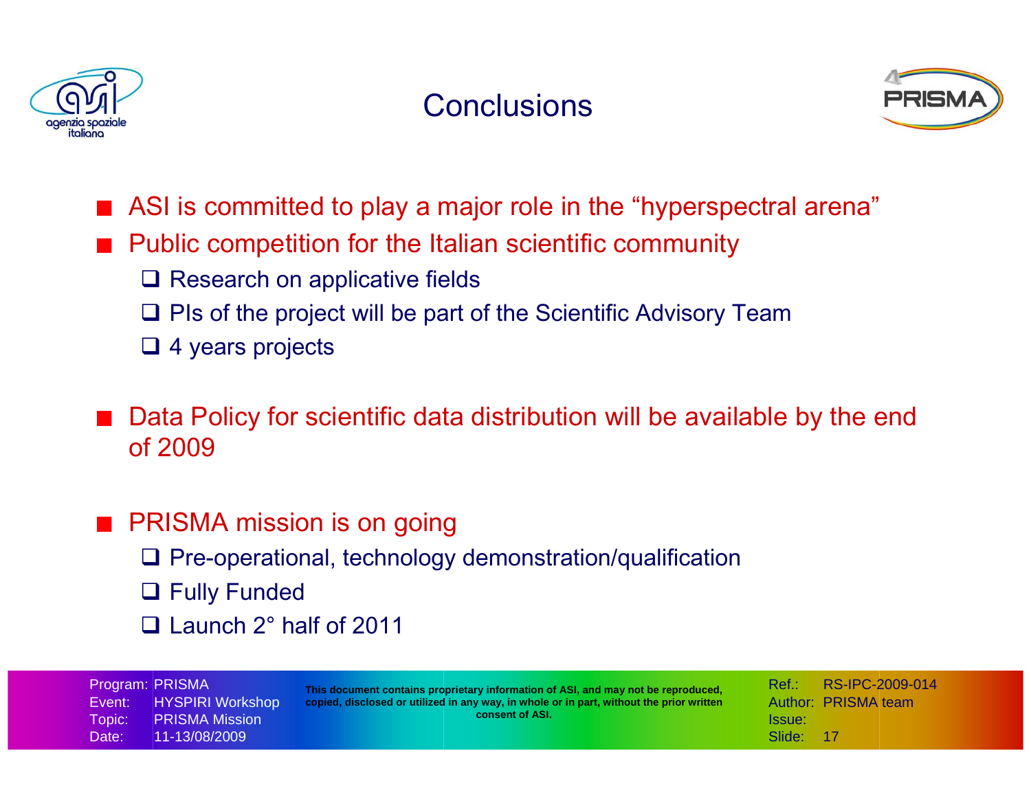# Conclusions

- ASI is committed to play a major role in the “hyperspectral arena”
- Public competition for the Italian scientific community
  - Research on applicative fields
  - PIs of the project will be part of the Scientific Advisory Team
  - 4 years projects
- Data Policy for scientific data distribution will be available by the end of 2009
- PRISMA mission is on going
  - Pre-operational, technology demonstration/qualification
  - Fully Funded
  - Launch 2° half of 2011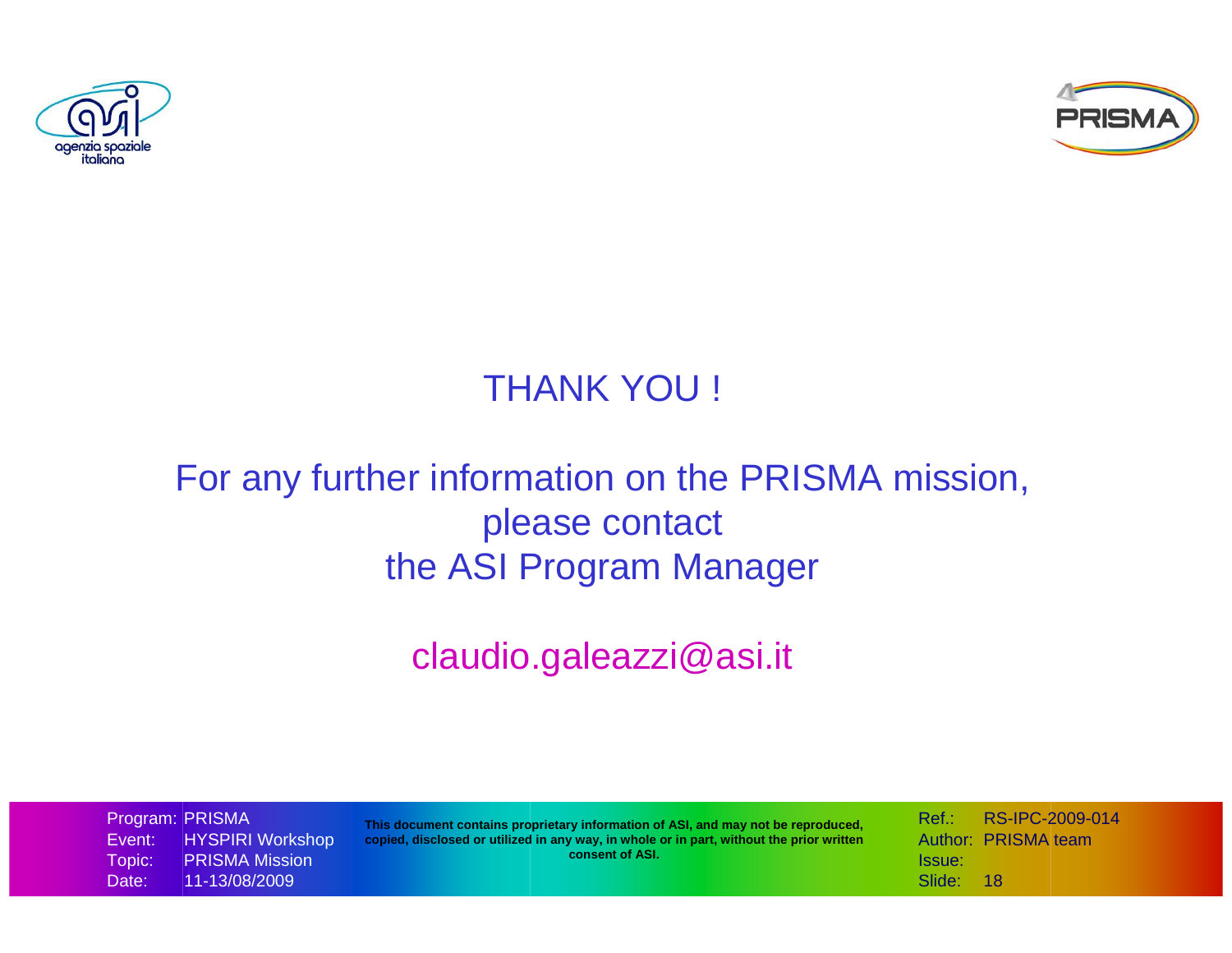THANK YOU !

For any further information on the PRISMA mission,
please contact
the ASI Program Manager

claudio.galeazzi@asi.it